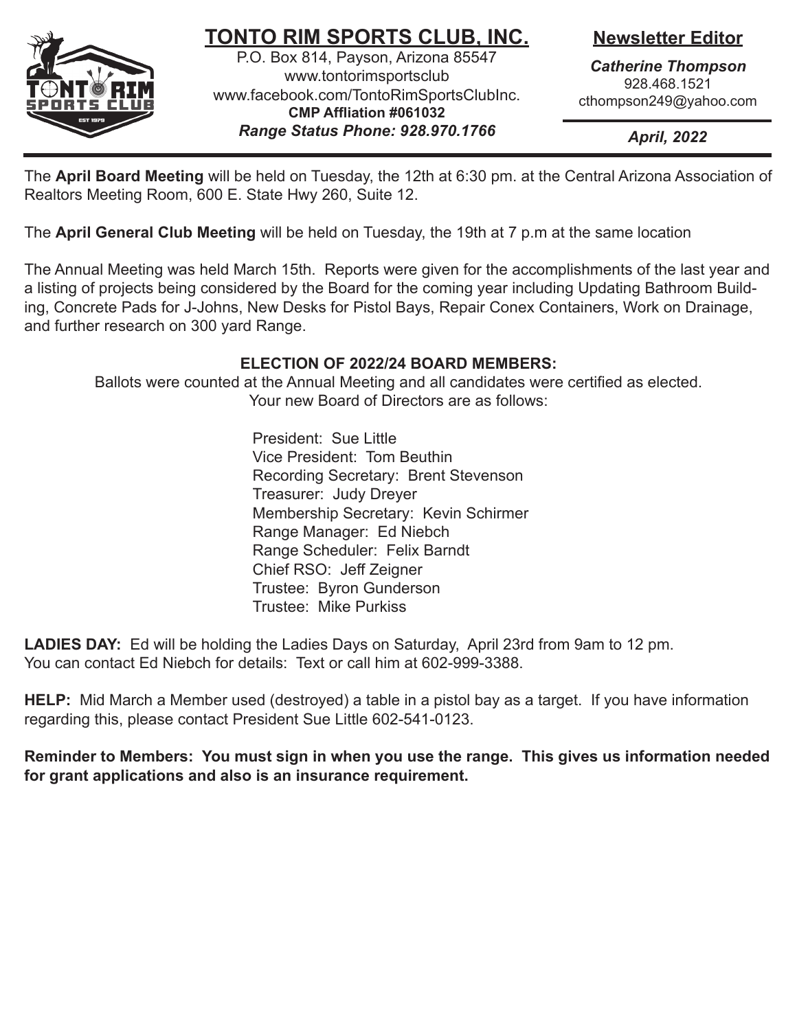# TONTO RIM SPORTS CLUB, INC.

P.O. Box 814, Payson, Arizona 85547
www.tontorimsportsclub
www.facebook.com/TontoRimSportsClubInc.
**CMP Affliation #061032**
***Range Status Phone: 928.970.1766***

## Newsletter Editor

***Catherine Thompson***
928.468.1521
cthompson249@yahoo.com

***April, 2022***

The **April Board Meeting** will be held on Tuesday, the 12th at 6:30 pm. at the Central Arizona Association of Realtors Meeting Room, 600 E. State Hwy 260, Suite 12.

The **April General Club Meeting** will be held on Tuesday, the 19th at 7 p.m at the same location

The Annual Meeting was held March 15th. Reports were given for the accomplishments of the last year and a listing of projects being considered by the Board for the coming year including Updating Bathroom Building, Concrete Pads for J-Johns, New Desks for Pistol Bays, Repair Conex Containers, Work on Drainage, and further research on 300 yard Range.

**ELECTION OF 2022/24 BOARD MEMBERS:**

Ballots were counted at the Annual Meeting and all candidates were certified as elected.
Your new Board of Directors are as follows:

President: Sue Little
Vice President: Tom Beuthin
Recording Secretary: Brent Stevenson
Treasurer: Judy Dreyer
Membership Secretary: Kevin Schirmer
Range Manager: Ed Niebch
Range Scheduler: Felix Barndt
Chief RSO: Jeff Zeigner
Trustee: Byron Gunderson
Trustee: Mike Purkiss

**LADIES DAY:** Ed will be holding the Ladies Days on Saturday, April 23rd from 9am to 12 pm.
You can contact Ed Niebch for details: Text or call him at 602-999-3388.

**HELP:** Mid March a Member used (destroyed) a table in a pistol bay as a target. If you have information regarding this, please contact President Sue Little 602-541-0123.

**Reminder to Members: You must sign in when you use the range. This gives us information needed for grant applications and also is an insurance requirement.**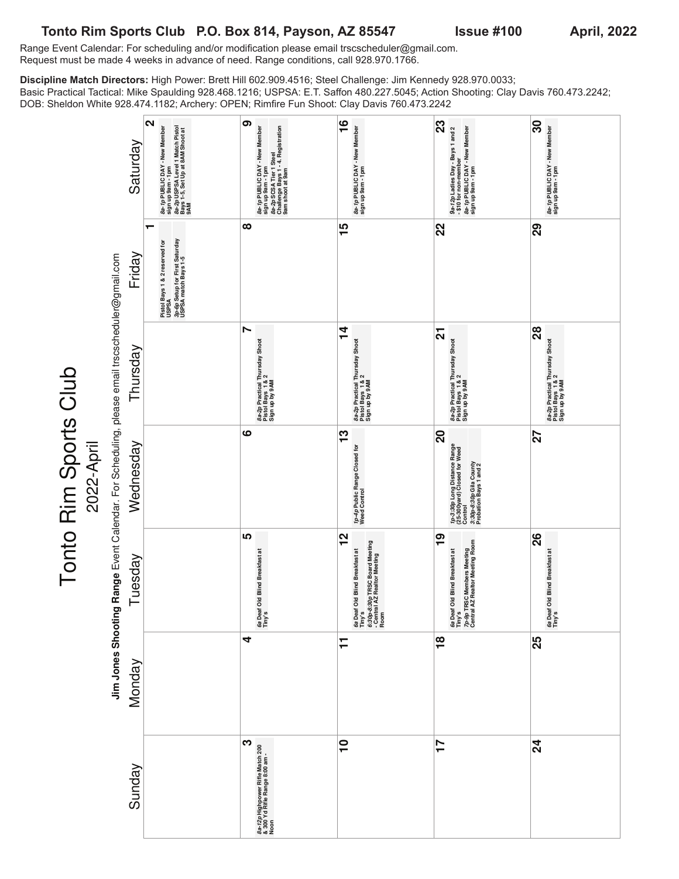**Tonto Rim Sports Club P.O. Box 814, Payson, AZ 85547 Issue #100 April, 2022**

Range Event Calendar: For scheduling and/or modification please email trscscheduler@gmail.com.
Request must be made 4 weeks in advance of need. Range conditions, call 928.970.1766.

**Discipline Match Directors:** High Power: Brett Hill 602.909.4516; Steel Challenge: Jim Kennedy 928.970.0033; Basic Practical Tactical: Mike Spaulding 928.468.1216; USPSA: E.T. Saffon 480.227.5045; Action Shooting: Clay Davis 760.473.2242; DOB: Sheldon White 928.474.1182; Archery: OPEN; Rimfire Fun Shoot: Clay Davis 760.473.2242

# Tonto Rim Sports Club

## 2022-April

**Jim Jones Shooting Range** Event Calendar. For Scheduling, please email trscscheduler@gmail.com

| Sunday | Monday | Tuesday | Wednesday | Thursday | Friday | Saturday |
|---|---|---|---|---|---|---|
| | | | | | **1** Pistol Bays 1 & 2 reserved for USPSA; *3p-6p* Setup for First Saturday USPSA match Bays 1-5 | **2** *8a-1p* PUBLIC DAY - New Member sign up 9am - 1pm; *8a-2p* USPSA Level 1 Match Pistol Bays 1-5, Set Up at 8AM Shoot at 9AM |
| **3** *8a-12p* Highpower Rifle Match 200 & 300 Yd Rifle Range 8:00 am - Noon | **4** | **5** *6a* Deaf Old Blind Breakfast at Tiny's | **6** | **7** *8a-2p* Practical Thursday Shoot Pistol Bays 1 & 2 Sign up by 9AM | **8** | **9** *8a-1p* PUBLIC DAY - New Member sign up 9am - 1pm; *8a-2p* SCSA Tier 1 Steel Challenge Bays 1 - 4. Registration 9am shoot at 9am |
| **10** | **11** | **12** *6a* Deaf Old Blind Breakfast at Tiny's; *6:30p-8:30p* TRSC Board Meeting - Central AZ Realtor Meeting Room | **13** *1p-4p* Public Range Closed for Weed Control | **14** *8a-2p* Practical Thursday Shoot Pistol Bays 1 & 2 Sign up by 9AM | **15** | **16** *8a-1p* PUBLIC DAY - New Member sign up 9am - 1pm |
| **17** | **18** | **19** *6a* Deaf Old Blind Breakfast at Tiny's; *7p-9p* TRSC Members Meeting Central AZ Realtor Meeting Room | **20** *1p-3:30p* Long Distance Range (25-300yard) Closed for Weed Control; *3:30p-8:30p* Gila County Probation Bays 1 and 2 | **21** *8a-2p* Practical Thursday Shoot Pistol Bays 1 & 2 Sign up by 9AM | **22** | **23** *9a-12p* Ladies Day - Bays 1 and 2 $10 for non-member; *8a-1p* PUBLIC DAY - New Member sign up 9am - 1pm |
| **24** | **25** | **26** *6a* Deaf Old Blind Breakfast at Tiny's | **27** | **28** *8a-2p* Practical Thursday Shoot Pistol Bays 1 & 2 Sign up by 9AM | **29** | **30** *8a-1p* PUBLIC DAY - New Member sign up 9am - 1pm |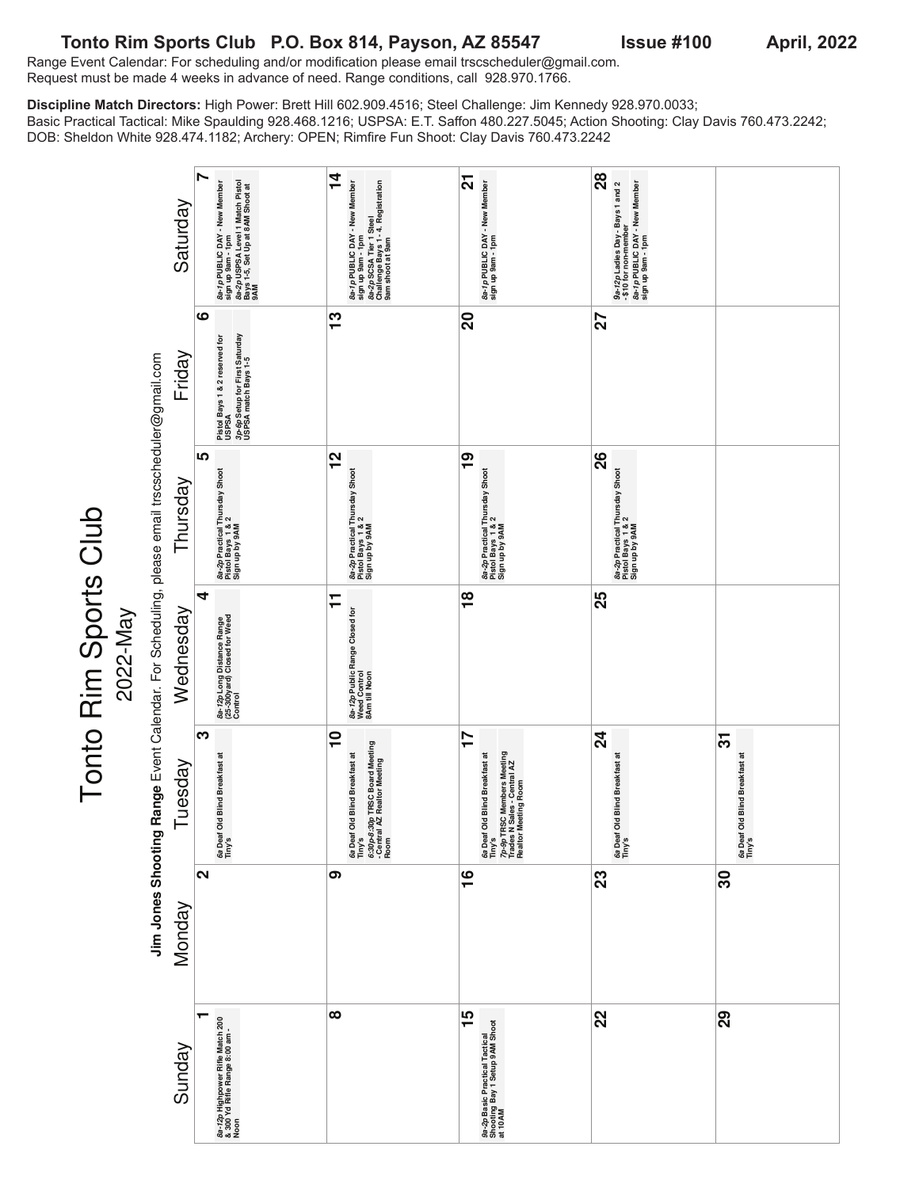Range Event Calendar: For scheduling and/or modification please email trscscheduler@gmail.com.
Request must be made 4 weeks in advance of need. Range conditions, call 928.970.1766.

**Discipline Match Directors:** High Power: Brett Hill 602.909.4516; Steel Challenge: Jim Kennedy 928.970.0033; Basic Practical Tactical: Mike Spaulding 928.468.1216; USPSA: E.T. Saffon 480.227.5045; Action Shooting: Clay Davis 760.473.2242; DOB: Sheldon White 928.474.1182; Archery: OPEN; Rimfire Fun Shoot: Clay Davis 760.473.2242

# Tonto Rim Sports Club

## 2022-May

**Jim Jones Shooting Range** Event Calendar. For Scheduling, please email trscscheduler@gmail.com

| Sunday | Monday | Tuesday | Wednesday | Thursday | Friday | Saturday |
|---|---|---|---|---|---|---|
| **1** *8a-12p* Highpower Rifle Match 200 & 300 Yd Rifle Range 8:00 am - Noon | **2** | **3** *6a* Deaf Old Blind Breakfast at Tiny's | **4** *8a-12p* Long Distance Range (25-300yard) Closed for Weed Control | **5** *8a-2p* Practical Thursday Shoot Pistol Bays 1 & 2 Sign up by 9AM | **6** Pistol Bays 1 & 2 reserved for USPSA; *3p-6p* Setup for First Saturday USPSA match Bays 1-5 | **7** *8a-1p* PUBLIC DAY - New Member sign up 9am - 1pm; *8a-2p* USPSA Level 1 Match Pistol Bays 1-5, Set Up at 8 AM Shoot at 9AM |
| **8** | **9** | **10** *6a* Deaf Old Blind Breakfast at Tiny's; *6:30p-8:30p* TRSC Board Meeting - Central AZ Realtor Meeting Room | **11** *8a-12p* Public Range Closed for Weed Control 8Am till Noon | **12** *8a-2p* Practical Thursday Shoot Pistol Bays 1 & 2 Sign up by 9AM | **13** | **14** *8a-1p* PUBLIC DAY - New Member sign up 9am - 1pm; *8a-2p* SCSA Tier 1 Steel Challenge Bays 1 - 4. Registration 9am shoot at 9am |
| **15** *9a-2p* Basic Practical Tactical Shooting Bay 1 Setup 9AM Shoot at 10AM | **16** | **17** *6a* Deaf Old Blind Breakfast at Tiny's; *7p-9p* TRSC Members Meeting Trades N Sales - Central AZ Realtor Meeting Room | **18** | **19** *8a-2p* Practical Thursday Shoot Pistol Bays 1 & 2 Sign up by 9AM | **20** | **21** *8a-1p* PUBLIC DAY - New Member sign up 9am - 1pm |
| **22** | **23** | **24** *6a* Deaf Old Blind Breakfast at Tiny's | **25** | **26** *8a-2p* Practical Thursday Shoot Pistol Bays 1 & 2 Sign up by 9AM | **27** | **28** *9a-12p* Ladies Day - Bays 1 and 2 - $10 for non-member; *8a-1p* PUBLIC DAY - New Member sign up 9am - 1pm |
| **29** | **30** | **31** *6a* Deaf Old Blind Breakfast at Tiny's | | | | |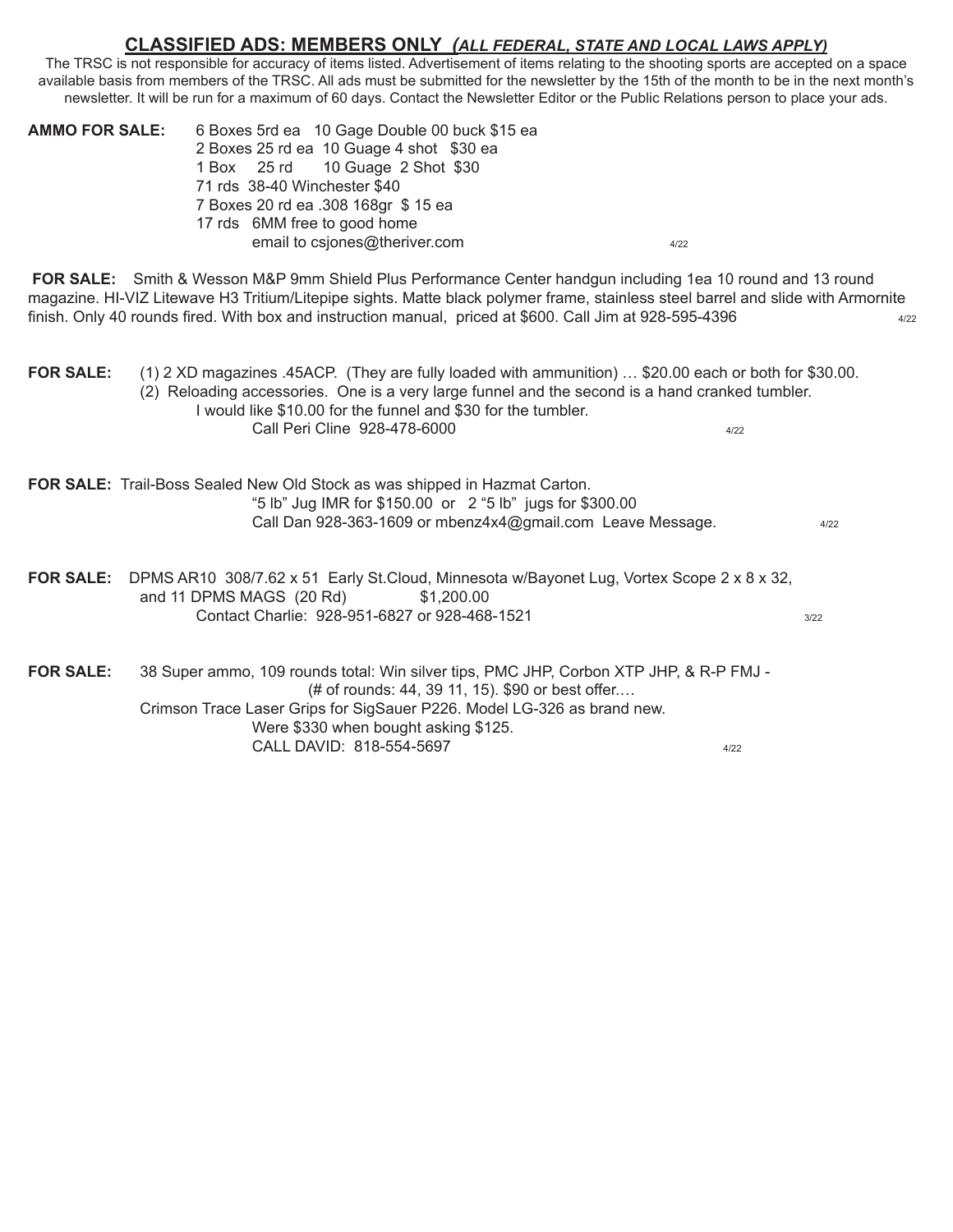## CLASSIFIED ADS: MEMBERS ONLY *(ALL FEDERAL, STATE AND LOCAL LAWS APPLY)*

The TRSC is not responsible for accuracy of items listed. Advertisement of items relating to the shooting sports are accepted on a space available basis from members of the TRSC. All ads must be submitted for the newsletter by the 15th of the month to be in the next month's newsletter. It will be run for a maximum of 60 days. Contact the Newsletter Editor or the Public Relations person to place your ads.

**AMMO FOR SALE:** 6 Boxes 5rd ea 10 Gage Double 00 buck $15 ea
2 Boxes 25 rd ea 10 Guage 4 shot $30 ea
1 Box 25 rd 10 Guage 2 Shot $30
71 rds 38-40 Winchester $40
7 Boxes 20 rd ea .308 168gr $ 15 ea
17 rds 6MM free to good home
email to csjones@theriver.com 4/22

**FOR SALE:** Smith & Wesson M&P 9mm Shield Plus Performance Center handgun including 1ea 10 round and 13 round magazine. HI-VIZ Litewave H3 Tritium/Litepipe sights. Matte black polymer frame, stainless steel barrel and slide with Armornite finish. Only 40 rounds fired. With box and instruction manual, priced at $600. Call Jim at 928-595-4396 4/22

**FOR SALE:** (1) 2 XD magazines .45ACP. (They are fully loaded with ammunition) … $20.00 each or both for $30.00.
(2) Reloading accessories. One is a very large funnel and the second is a hand cranked tumbler.
I would like $10.00 for the funnel and $30 for the tumbler.
Call Peri Cline 928-478-6000 4/22

**FOR SALE:** Trail-Boss Sealed New Old Stock as was shipped in Hazmat Carton.
"5 lb" Jug IMR for $150.00 or 2 "5 lb" jugs for $300.00
Call Dan 928-363-1609 or mbenz4x4@gmail.com Leave Message. 4/22

**FOR SALE:** DPMS AR10 308/7.62 x 51 Early St.Cloud, Minnesota w/Bayonet Lug, Vortex Scope 2 x 8 x 32, and 11 DPMS MAGS (20 Rd) $1,200.00
Contact Charlie: 928-951-6827 or 928-468-1521 3/22

**FOR SALE:** 38 Super ammo, 109 rounds total: Win silver tips, PMC JHP, Corbon XTP JHP, & R-P FMJ - (# of rounds: 44, 39 11, 15). $90 or best offer.…
Crimson Trace Laser Grips for SigSauer P226. Model LG-326 as brand new.
Were $330 when bought asking $125.
CALL DAVID: 818-554-5697 4/22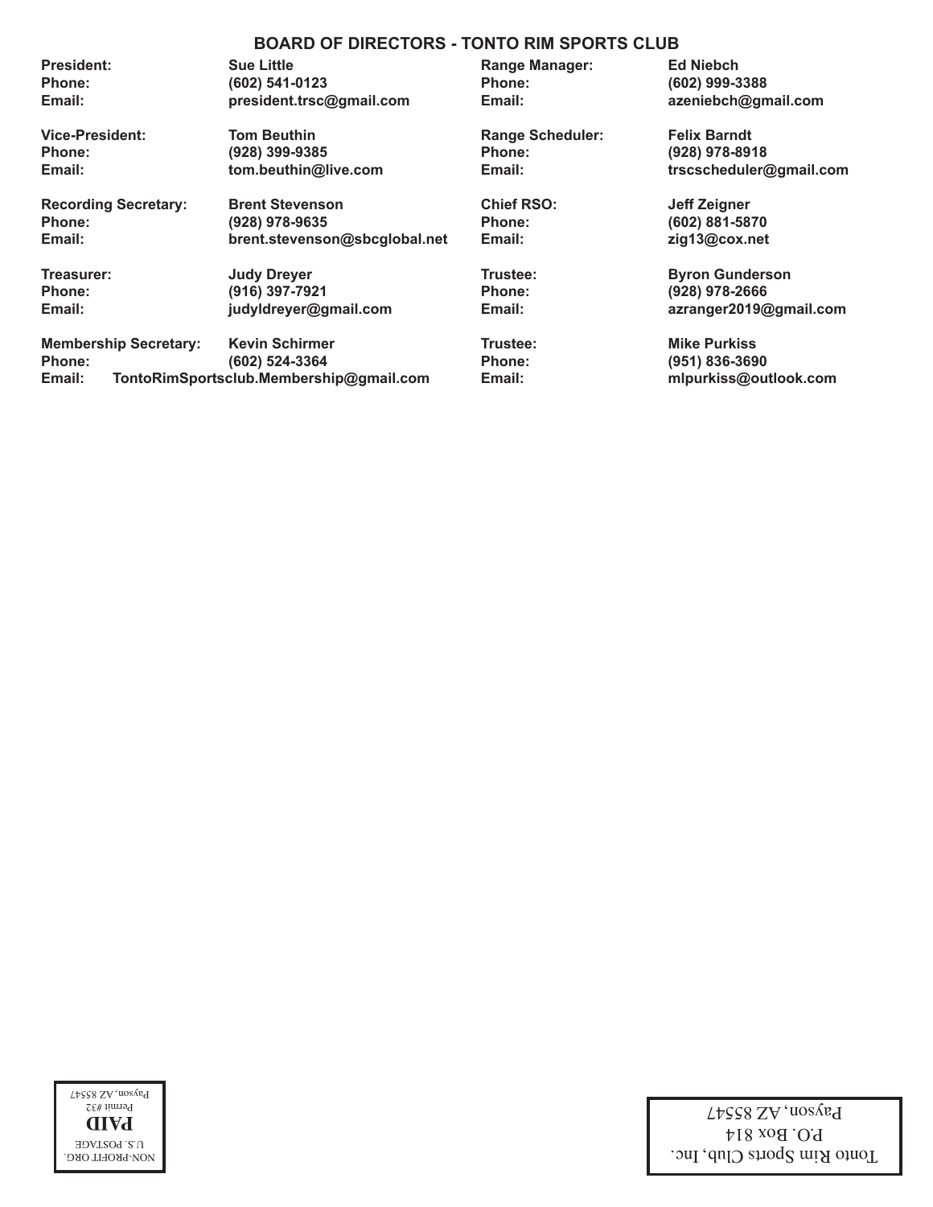## BOARD OF DIRECTORS - TONTO RIM SPORTS CLUB

**President:** Sue Little
**Phone:** (602) 541-0123
**Email:** president.trsc@gmail.com

**Vice-President:** Tom Beuthin
**Phone:** (928) 399-9385
**Email:** tom.beuthin@live.com

**Recording Secretary:** Brent Stevenson
**Phone:** (928) 978-9635
**Email:** brent.stevenson@sbcglobal.net

**Treasurer:** Judy Dreyer
**Phone:** (916) 397-7921
**Email:** judyldreyer@gmail.com

**Membership Secretary:** Kevin Schirmer
**Phone:** (602) 524-3364
**Email:** TontoRimSportsclub.Membership@gmail.com

**Range Manager:** Ed Niebch
**Phone:** (602) 999-3388
**Email:** azeniebch@gmail.com

**Range Scheduler:** Felix Barndt
**Phone:** (928) 978-8918
**Email:** trscscheduler@gmail.com

**Chief RSO:** Jeff Zeigner
**Phone:** (602) 881-5870
**Email:** zig13@cox.net

**Trustee:** Byron Gunderson
**Phone:** (928) 978-2666
**Email:** azranger2019@gmail.com

**Trustee:** Mike Purkiss
**Phone:** (951) 836-3690
**Email:** mlpurkiss@outlook.com

NON-PROFIT ORG.
U.S. POSTAGE
**PAID**
Permit #32
Payson, AZ 85547

Tonto Rim Sports Club, Inc.
P.O. Box 814
Payson, AZ 85547